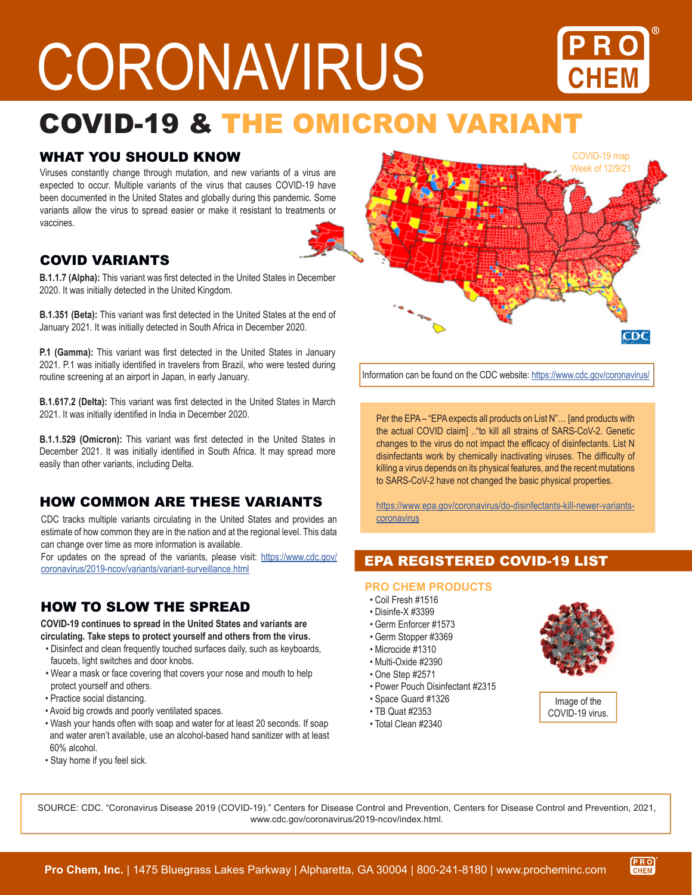# CORONAVIRUS

PRO CHEM®

## COVID-19 & THE OMICRON VARIANT

### WHAT YOU SHOULD KNOW

Viruses constantly change through mutation, and new variants of a virus are expected to occur. Multiple variants of the virus that causes COVID-19 have been documented in the United States and globally during this pandemic. Some variants allow the virus to spread easier or make it resistant to treatments or vaccines.

### COVID VARIANTS

**B.1.1.7 (Alpha):** This variant was first detected in the United States in December 2020. It was initially detected in the United Kingdom.

**B.1.351 (Beta):** This variant was first detected in the United States at the end of January 2021. It was initially detected in South Africa in December 2020.

**P.1 (Gamma):** This variant was first detected in the United States in January 2021. P.1 was initially identified in travelers from Brazil, who were tested during routine screening at an airport in Japan, in early January.

**B.1.617.2 (Delta):** This variant was first detected in the United States in March 2021. It was initially identified in India in December 2020.

**B.1.1.529 (Omicron):** This variant was first detected in the United States in December 2021. It was initially identified in South Africa. It may spread more easily than other variants, including Delta.

### HOW COMMON ARE THESE VARIANTS

CDC tracks multiple variants circulating in the United States and provides an estimate of how common they are in the nation and at the regional level. This data can change over time as more information is available.
For updates on the spread of the variants, please visit: https://www.cdc.gov/coronavirus/2019-ncov/variants/variant-surveillance.html

### HOW TO SLOW THE SPREAD

**COVID-19 continues to spread in the United States and variants are circulating. Take steps to protect yourself and others from the virus.**

- Disinfect and clean frequently touched surfaces daily, such as keyboards, faucets, light switches and door knobs.
- Wear a mask or face covering that covers your nose and mouth to help protect yourself and others.
- Practice social distancing.
- Avoid big crowds and poorly ventilated spaces.
- Wash your hands often with soap and water for at least 20 seconds. If soap and water aren't available, use an alcohol-based hand sanitizer with at least 60% alcohol.
- Stay home if you feel sick.

COVID-19 map
Week of 12/9/21

CDC

Information can be found on the CDC website: https://www.cdc.gov/coronavirus/

Per the EPA – "EPA expects all products on List N"… [and products with the actual COVID claim] .."to kill all strains of SARS-CoV-2. Genetic changes to the virus do not impact the efficacy of disinfectants. List N disinfectants work by chemically inactivating viruses. The difficulty of killing a virus depends on its physical features, and the recent mutations to SARS-CoV-2 have not changed the basic physical properties.

https://www.epa.gov/coronavirus/do-disinfectants-kill-newer-variants-coronavirus

### EPA REGISTERED COVID-19 LIST

#### PRO CHEM PRODUCTS

- Coil Fresh #1516
- Disinfe-X #3399
- Germ Enforcer #1573
- Germ Stopper #3369
- Microcide #1310
- Multi-Oxide #2390
- One Step #2571
- Power Pouch Disinfectant #2315
- Space Guard #1326
- TB Quat #2353
- Total Clean #2340

Image of the COVID-19 virus.

SOURCE: CDC. "Coronavirus Disease 2019 (COVID-19)." Centers for Disease Control and Prevention, Centers for Disease Control and Prevention, 2021, www.cdc.gov/coronavirus/2019-ncov/index.html.

**Pro Chem, Inc.** | 1475 Bluegrass Lakes Parkway | Alpharetta, GA 30004 | 800-241-8180 | www.procheminc.com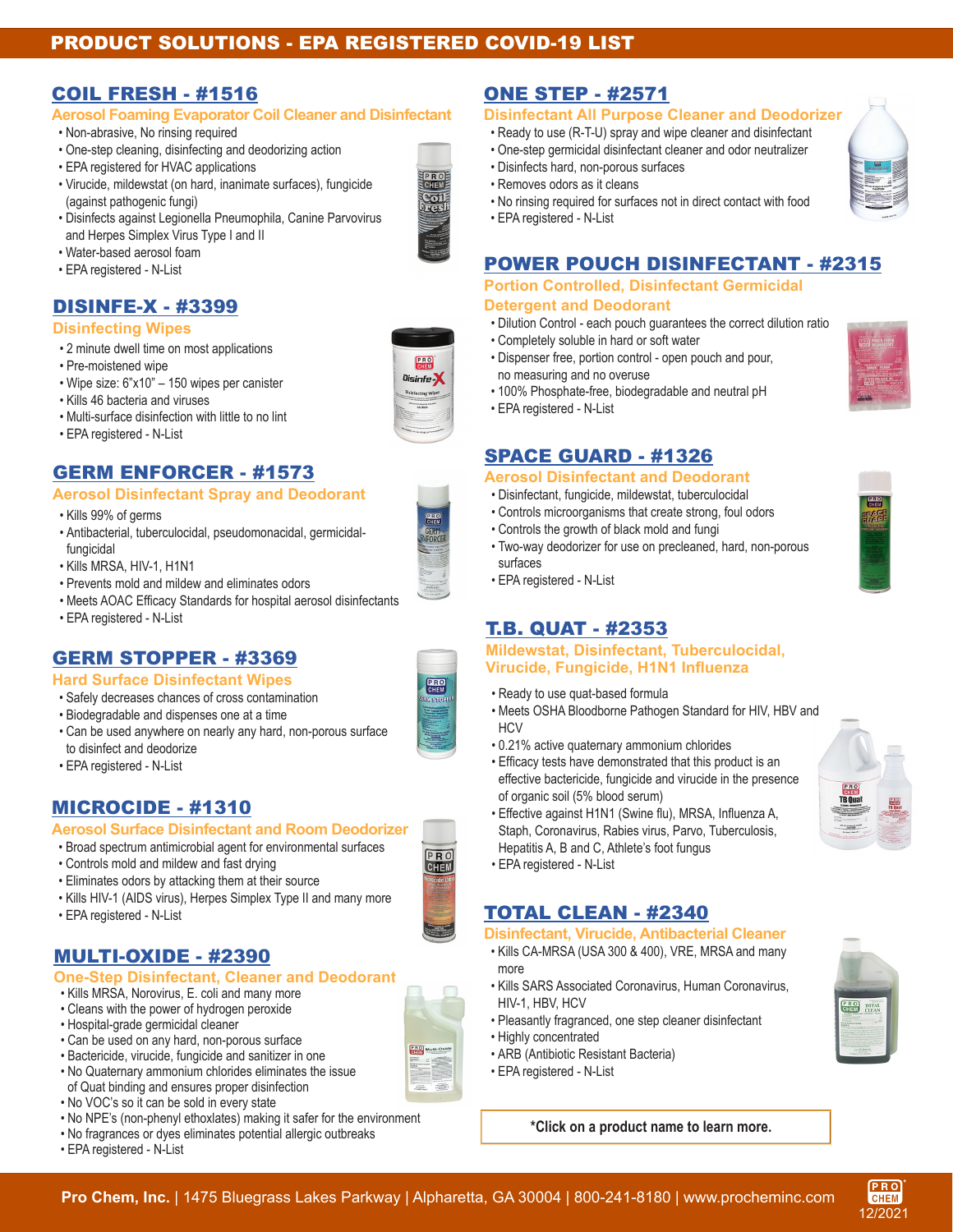# PRODUCT SOLUTIONS - EPA REGISTERED COVID-19 LIST

## COIL FRESH - #1516

### Aerosol Foaming Evaporator Coil Cleaner and Disinfectant

- Non-abrasive, No rinsing required
- One-step cleaning, disinfecting and deodorizing action
- EPA registered for HVAC applications
- Virucide, mildewstat (on hard, inanimate surfaces), fungicide (against pathogenic fungi)
- Disinfects against Legionella Pneumophila, Canine Parvovirus and Herpes Simplex Virus Type I and II
- Water-based aerosol foam
- EPA registered - N-List

## DISINFE-X - #3399

### Disinfecting Wipes

- 2 minute dwell time on most applications
- Pre-moistened wipe
- Wipe size: 6"x10" – 150 wipes per canister
- Kills 46 bacteria and viruses
- Multi-surface disinfection with little to no lint
- EPA registered - N-List

## GERM ENFORCER - #1573

### Aerosol Disinfectant Spray and Deodorant

- Kills 99% of germs
- Antibacterial, tuberculocidal, pseudomonacidal, germicidal-fungicidal
- Kills MRSA, HIV-1, H1N1
- Prevents mold and mildew and eliminates odors
- Meets AOAC Efficacy Standards for hospital aerosol disinfectants
- EPA registered - N-List

## GERM STOPPER - #3369

### Hard Surface Disinfectant Wipes

- Safely decreases chances of cross contamination
- Biodegradable and dispenses one at a time
- Can be used anywhere on nearly any hard, non-porous surface to disinfect and deodorize
- EPA registered - N-List

## MICROCIDE - #1310

### Aerosol Surface Disinfectant and Room Deodorizer

- Broad spectrum antimicrobial agent for environmental surfaces
- Controls mold and mildew and fast drying
- Eliminates odors by attacking them at their source
- Kills HIV-1 (AIDS virus), Herpes Simplex Type II and many more
- EPA registered - N-List

## MULTI-OXIDE - #2390

### One-Step Disinfectant, Cleaner and Deodorant

- Kills MRSA, Norovirus, E. coli and many more
- Cleans with the power of hydrogen peroxide
- Hospital-grade germicidal cleaner
- Can be used on any hard, non-porous surface
- Bactericide, virucide, fungicide and sanitizer in one
- No Quaternary ammonium chlorides eliminates the issue of Quat binding and ensures proper disinfection
- No VOC's so it can be sold in every state
- No NPE's (non-phenyl ethoxlates) making it safer for the environment
- No fragrances or dyes eliminates potential allergic outbreaks
- EPA registered - N-List

## ONE STEP - #2571

### Disinfectant All Purpose Cleaner and Deodorizer

- Ready to use (R-T-U) spray and wipe cleaner and disinfectant
- One-step germicidal disinfectant cleaner and odor neutralizer
- Disinfects hard, non-porous surfaces
- Removes odors as it cleans
- No rinsing required for surfaces not in direct contact with food
- EPA registered - N-List

## POWER POUCH DISINFECTANT - #2315

### Portion Controlled, Disinfectant Germicidal Detergent and Deodorant

- Dilution Control - each pouch guarantees the correct dilution ratio
- Completely soluble in hard or soft water
- Dispenser free, portion control - open pouch and pour, no measuring and no overuse
- 100% Phosphate-free, biodegradable and neutral pH
- EPA registered - N-List

## SPACE GUARD - #1326

### Aerosol Disinfectant and Deodorant

- Disinfectant, fungicide, mildewstat, tuberculocidal
- Controls microorganisms that create strong, foul odors
- Controls the growth of black mold and fungi
- Two-way deodorizer for use on precleaned, hard, non-porous surfaces
- EPA registered - N-List

## T.B. QUAT - #2353

### Mildewstat, Disinfectant, Tuberculocidal, Virucide, Fungicide, H1N1 Influenza

- Ready to use quat-based formula
- Meets OSHA Bloodborne Pathogen Standard for HIV, HBV and HCV
- 0.21% active quaternary ammonium chlorides
- Efficacy tests have demonstrated that this product is an effective bactericide, fungicide and virucide in the presence of organic soil (5% blood serum)
- Effective against H1N1 (Swine flu), MRSA, Influenza A, Staph, Coronavirus, Rabies virus, Parvo, Tuberculosis, Hepatitis A, B and C, Athlete's foot fungus
- EPA registered - N-List

## TOTAL CLEAN - #2340

### Disinfectant, Virucide, Antibacterial Cleaner

- Kills CA-MRSA (USA 300 & 400), VRE, MRSA and many more
- Kills SARS Associated Coronavirus, Human Coronavirus, HIV-1, HBV, HCV
- Pleasantly fragranced, one step cleaner disinfectant
- Highly concentrated
- ARB (Antibiotic Resistant Bacteria)
- EPA registered - N-List

**\*Click on a product name to learn more.**

**Pro Chem, Inc.** | 1475 Bluegrass Lakes Parkway | Alpharetta, GA 30004 | 800-241-8180 | www.procheminc.com

12/2021